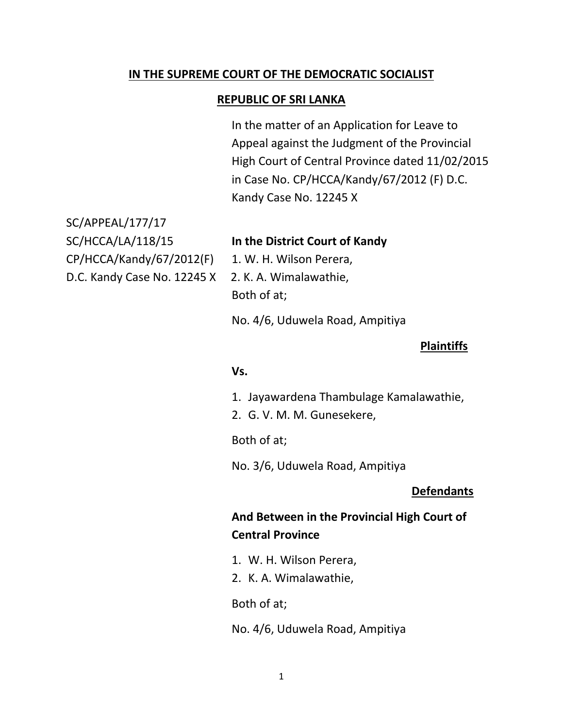**IN THE SUPREME COURT OF THE DEMOCRATIC SOCIALIST**

**REPUBLIC OF SRI LANKA**

In the matter of an Application for Leave to Appeal against the Judgment of the Provincial High Court of Central Province dated 11/02/2015 in Case No. CP/HCCA/Kandy/67/2012 (F) D.C. Kandy Case No. 12245 X

SC/APPEAL/177/17
SC/HCCA/LA/118/15
CP/HCCA/Kandy/67/2012(F)
D.C. Kandy Case No. 12245 X

**In the District Court of Kandy**

1. W. H. Wilson Perera,
2. K. A. Wimalawathie,

Both of at;

No. 4/6, Uduwela Road, Ampitiya

**Plaintiffs**

**Vs.**

1. Jayawardena Thambulage Kamalawathie,
2. G. V. M. M. Gunesekere,

Both of at;

No. 3/6, Uduwela Road, Ampitiya

**Defendants**

**And Between in the Provincial High Court of Central Province**

1. W. H. Wilson Perera,
2. K. A. Wimalawathie,

Both of at;

No. 4/6, Uduwela Road, Ampitiya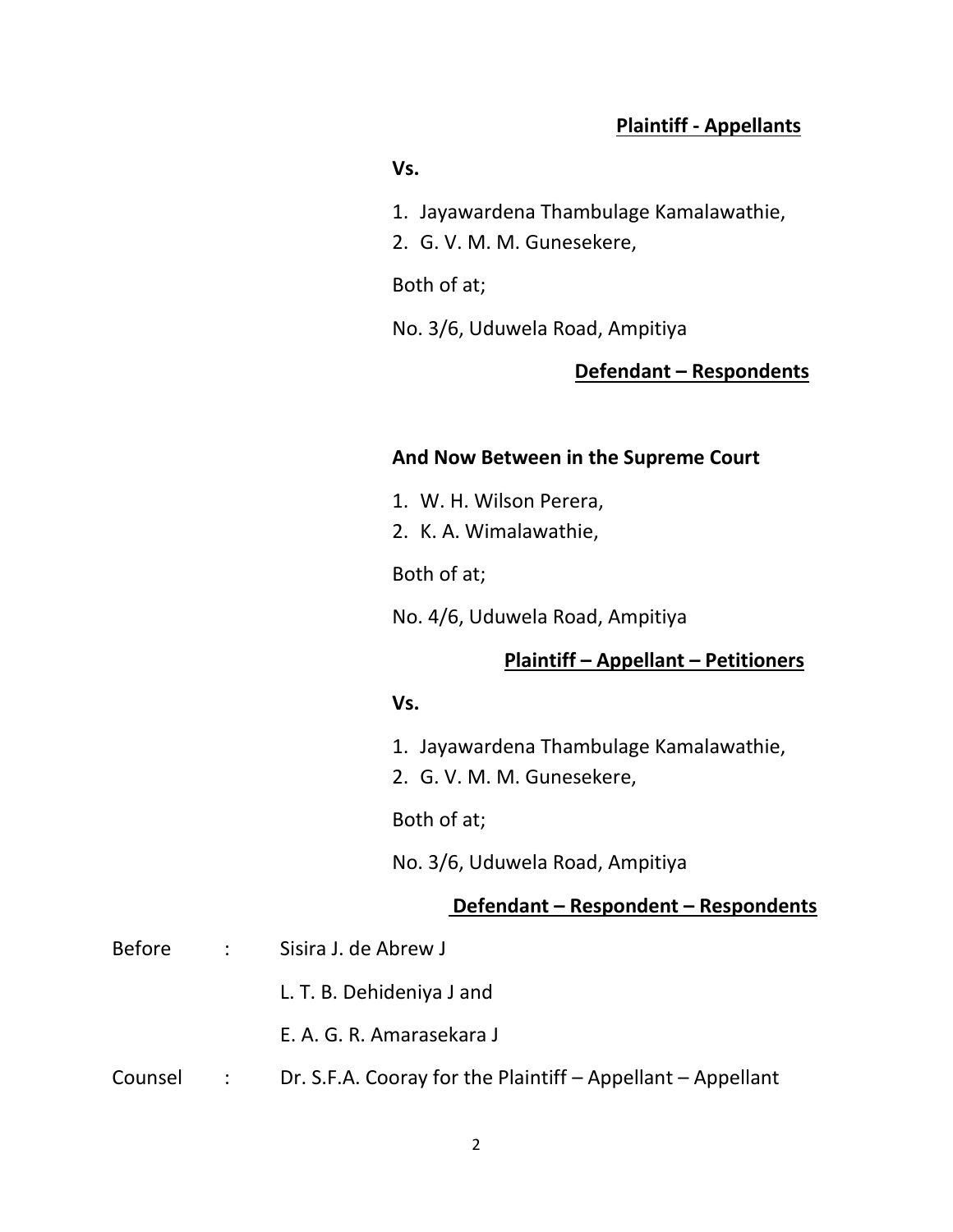**Plaintiff - Appellants**

**Vs.**

1. Jayawardena Thambulage Kamalawathie,
2. G. V. M. M. Gunesekere,

Both of at;

No. 3/6, Uduwela Road, Ampitiya

**Defendant – Respondents**

**And Now Between in the Supreme Court**

1. W. H. Wilson Perera,
2. K. A. Wimalawathie,

Both of at;

No. 4/6, Uduwela Road, Ampitiya

**Plaintiff – Appellant – Petitioners**

**Vs.**

1. Jayawardena Thambulage Kamalawathie,
2. G. V. M. M. Gunesekere,

Both of at;

No. 3/6, Uduwela Road, Ampitiya

**Defendant – Respondent – Respondents**

Before : Sisira J. de Abrew J

L. T. B. Dehideniya J and

E. A. G. R. Amarasekara J

Counsel : Dr. S.F.A. Cooray for the Plaintiff – Appellant – Appellant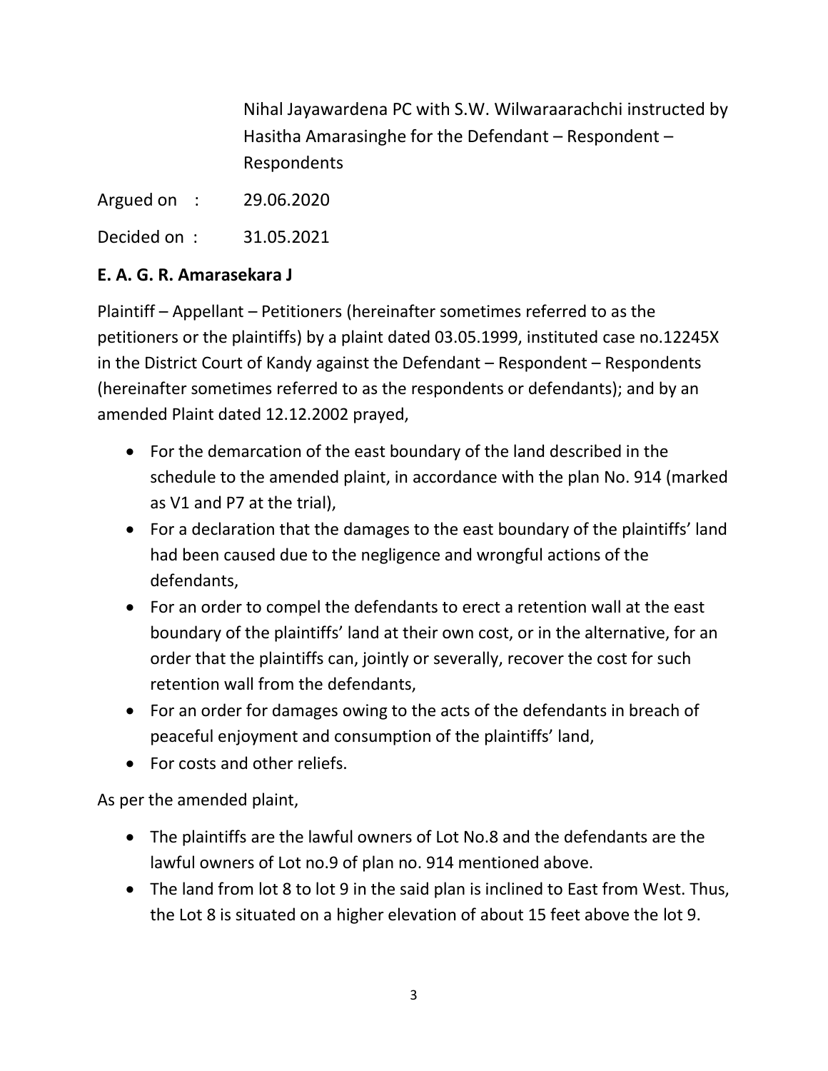Nihal Jayawardena PC with S.W. Wilwaraarachchi instructed by Hasitha Amarasinghe for the Defendant – Respondent – Respondents

Argued on : 29.06.2020

Decided on : 31.05.2021

**E. A. G. R. Amarasekara J**

Plaintiff – Appellant – Petitioners (hereinafter sometimes referred to as the petitioners or the plaintiffs) by a plaint dated 03.05.1999, instituted case no.12245X in the District Court of Kandy against the Defendant – Respondent – Respondents (hereinafter sometimes referred to as the respondents or defendants); and by an amended Plaint dated 12.12.2002 prayed,

- For the demarcation of the east boundary of the land described in the schedule to the amended plaint, in accordance with the plan No. 914 (marked as V1 and P7 at the trial),
- For a declaration that the damages to the east boundary of the plaintiffs' land had been caused due to the negligence and wrongful actions of the defendants,
- For an order to compel the defendants to erect a retention wall at the east boundary of the plaintiffs' land at their own cost, or in the alternative, for an order that the plaintiffs can, jointly or severally, recover the cost for such retention wall from the defendants,
- For an order for damages owing to the acts of the defendants in breach of peaceful enjoyment and consumption of the plaintiffs' land,
- For costs and other reliefs.

As per the amended plaint,

- The plaintiffs are the lawful owners of Lot No.8 and the defendants are the lawful owners of Lot no.9 of plan no. 914 mentioned above.
- The land from lot 8 to lot 9 in the said plan is inclined to East from West. Thus, the Lot 8 is situated on a higher elevation of about 15 feet above the lot 9.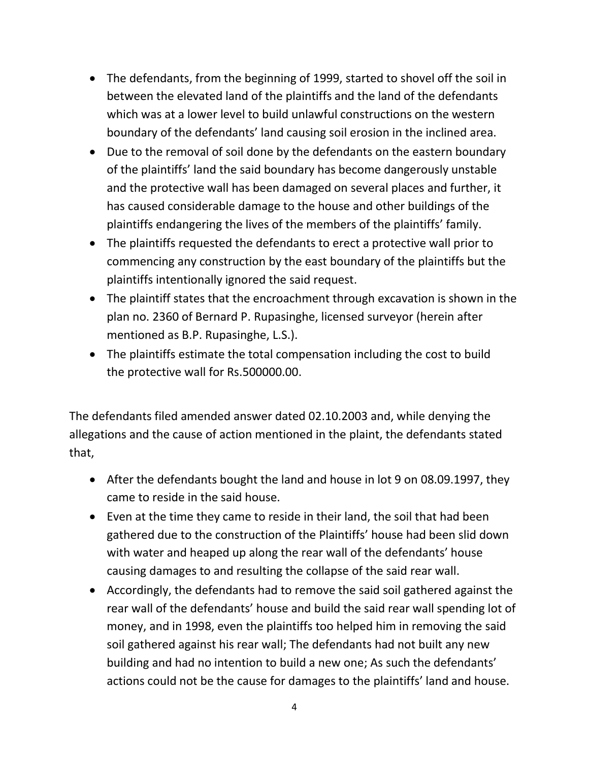- The defendants, from the beginning of 1999, started to shovel off the soil in between the elevated land of the plaintiffs and the land of the defendants which was at a lower level to build unlawful constructions on the western boundary of the defendants' land causing soil erosion in the inclined area.
- Due to the removal of soil done by the defendants on the eastern boundary of the plaintiffs' land the said boundary has become dangerously unstable and the protective wall has been damaged on several places and further, it has caused considerable damage to the house and other buildings of the plaintiffs endangering the lives of the members of the plaintiffs' family.
- The plaintiffs requested the defendants to erect a protective wall prior to commencing any construction by the east boundary of the plaintiffs but the plaintiffs intentionally ignored the said request.
- The plaintiff states that the encroachment through excavation is shown in the plan no. 2360 of Bernard P. Rupasinghe, licensed surveyor (herein after mentioned as B.P. Rupasinghe, L.S.).
- The plaintiffs estimate the total compensation including the cost to build the protective wall for Rs.500000.00.

The defendants filed amended answer dated 02.10.2003 and, while denying the allegations and the cause of action mentioned in the plaint, the defendants stated that,

- After the defendants bought the land and house in lot 9 on 08.09.1997, they came to reside in the said house.
- Even at the time they came to reside in their land, the soil that had been gathered due to the construction of the Plaintiffs' house had been slid down with water and heaped up along the rear wall of the defendants' house causing damages to and resulting the collapse of the said rear wall.
- Accordingly, the defendants had to remove the said soil gathered against the rear wall of the defendants' house and build the said rear wall spending lot of money, and in 1998, even the plaintiffs too helped him in removing the said soil gathered against his rear wall; The defendants had not built any new building and had no intention to build a new one; As such the defendants' actions could not be the cause for damages to the plaintiffs' land and house.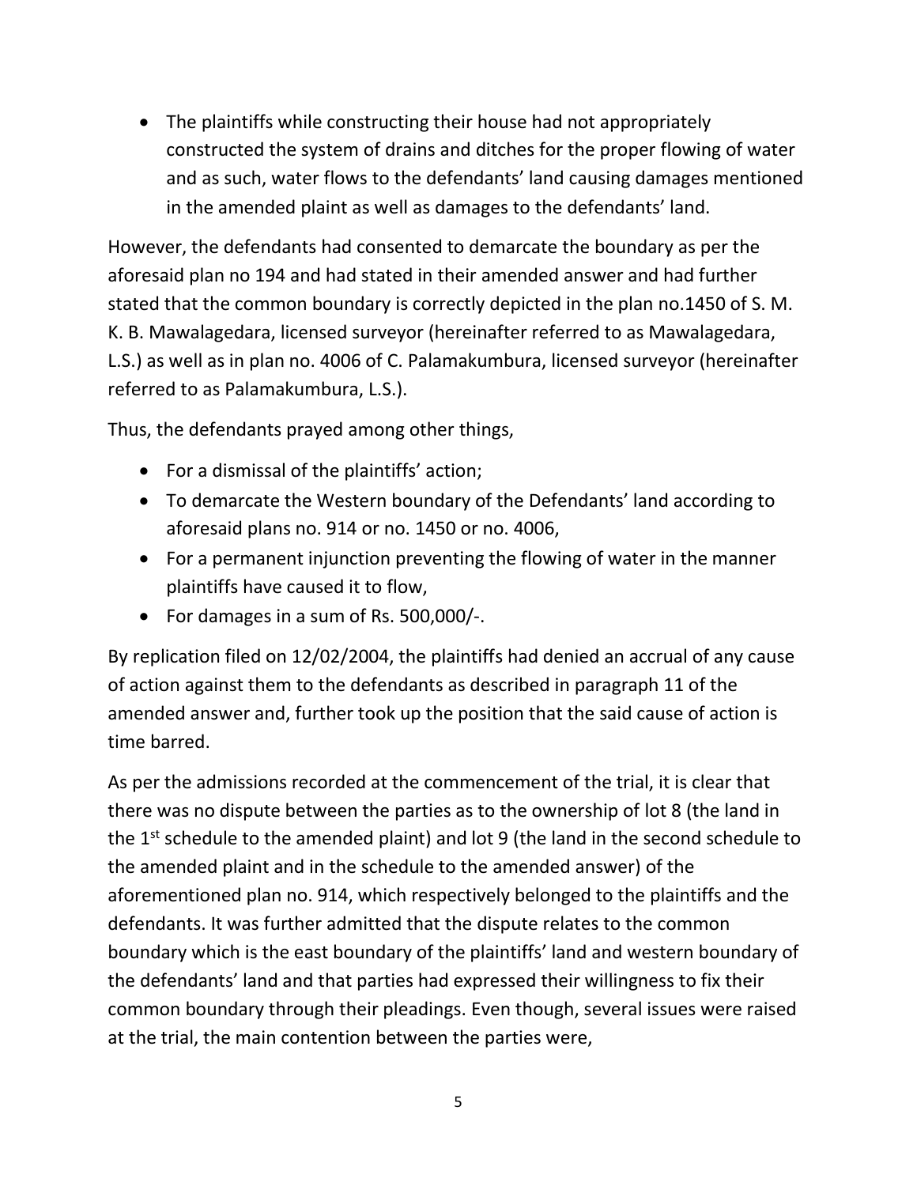- The plaintiffs while constructing their house had not appropriately constructed the system of drains and ditches for the proper flowing of water and as such, water flows to the defendants' land causing damages mentioned in the amended plaint as well as damages to the defendants' land.

However, the defendants had consented to demarcate the boundary as per the aforesaid plan no 194 and had stated in their amended answer and had further stated that the common boundary is correctly depicted in the plan no.1450 of S. M. K. B. Mawalagedara, licensed surveyor (hereinafter referred to as Mawalagedara, L.S.) as well as in plan no. 4006 of C. Palamakumbura, licensed surveyor (hereinafter referred to as Palamakumbura, L.S.).

Thus, the defendants prayed among other things,

- For a dismissal of the plaintiffs' action;
- To demarcate the Western boundary of the Defendants' land according to aforesaid plans no. 914 or no. 1450 or no. 4006,
- For a permanent injunction preventing the flowing of water in the manner plaintiffs have caused it to flow,
- For damages in a sum of Rs. 500,000/-.

By replication filed on 12/02/2004, the plaintiffs had denied an accrual of any cause of action against them to the defendants as described in paragraph 11 of the amended answer and, further took up the position that the said cause of action is time barred.

As per the admissions recorded at the commencement of the trial, it is clear that there was no dispute between the parties as to the ownership of lot 8 (the land in the 1st schedule to the amended plaint) and lot 9 (the land in the second schedule to the amended plaint and in the schedule to the amended answer) of the aforementioned plan no. 914, which respectively belonged to the plaintiffs and the defendants. It was further admitted that the dispute relates to the common boundary which is the east boundary of the plaintiffs' land and western boundary of the defendants' land and that parties had expressed their willingness to fix their common boundary through their pleadings. Even though, several issues were raised at the trial, the main contention between the parties were,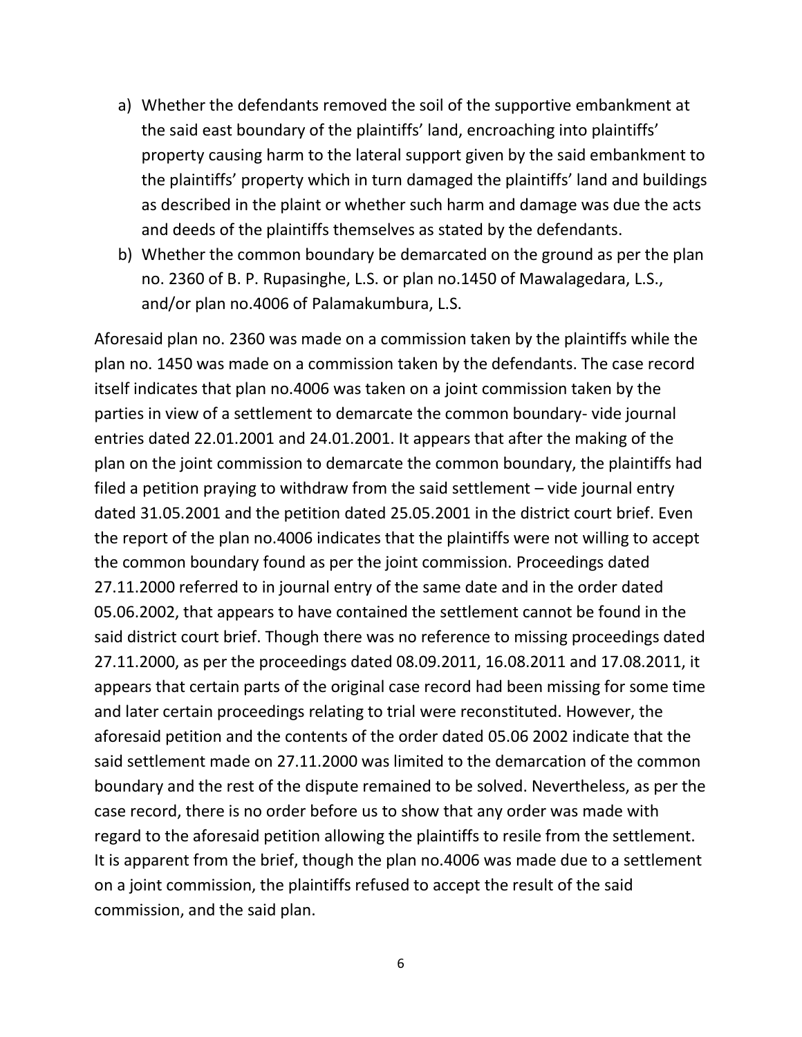a) Whether the defendants removed the soil of the supportive embankment at the said east boundary of the plaintiffs' land, encroaching into plaintiffs' property causing harm to the lateral support given by the said embankment to the plaintiffs' property which in turn damaged the plaintiffs' land and buildings as described in the plaint or whether such harm and damage was due the acts and deeds of the plaintiffs themselves as stated by the defendants.
b) Whether the common boundary be demarcated on the ground as per the plan no. 2360 of B. P. Rupasinghe, L.S. or plan no.1450 of Mawalagedara, L.S., and/or plan no.4006 of Palamakumbura, L.S.

Aforesaid plan no. 2360 was made on a commission taken by the plaintiffs while the plan no. 1450 was made on a commission taken by the defendants. The case record itself indicates that plan no.4006 was taken on a joint commission taken by the parties in view of a settlement to demarcate the common boundary- vide journal entries dated 22.01.2001 and 24.01.2001. It appears that after the making of the plan on the joint commission to demarcate the common boundary, the plaintiffs had filed a petition praying to withdraw from the said settlement – vide journal entry dated 31.05.2001 and the petition dated 25.05.2001 in the district court brief. Even the report of the plan no.4006 indicates that the plaintiffs were not willing to accept the common boundary found as per the joint commission. Proceedings dated 27.11.2000 referred to in journal entry of the same date and in the order dated 05.06.2002, that appears to have contained the settlement cannot be found in the said district court brief. Though there was no reference to missing proceedings dated 27.11.2000, as per the proceedings dated 08.09.2011, 16.08.2011 and 17.08.2011, it appears that certain parts of the original case record had been missing for some time and later certain proceedings relating to trial were reconstituted. However, the aforesaid petition and the contents of the order dated 05.06 2002 indicate that the said settlement made on 27.11.2000 was limited to the demarcation of the common boundary and the rest of the dispute remained to be solved. Nevertheless, as per the case record, there is no order before us to show that any order was made with regard to the aforesaid petition allowing the plaintiffs to resile from the settlement. It is apparent from the brief, though the plan no.4006 was made due to a settlement on a joint commission, the plaintiffs refused to accept the result of the said commission, and the said plan.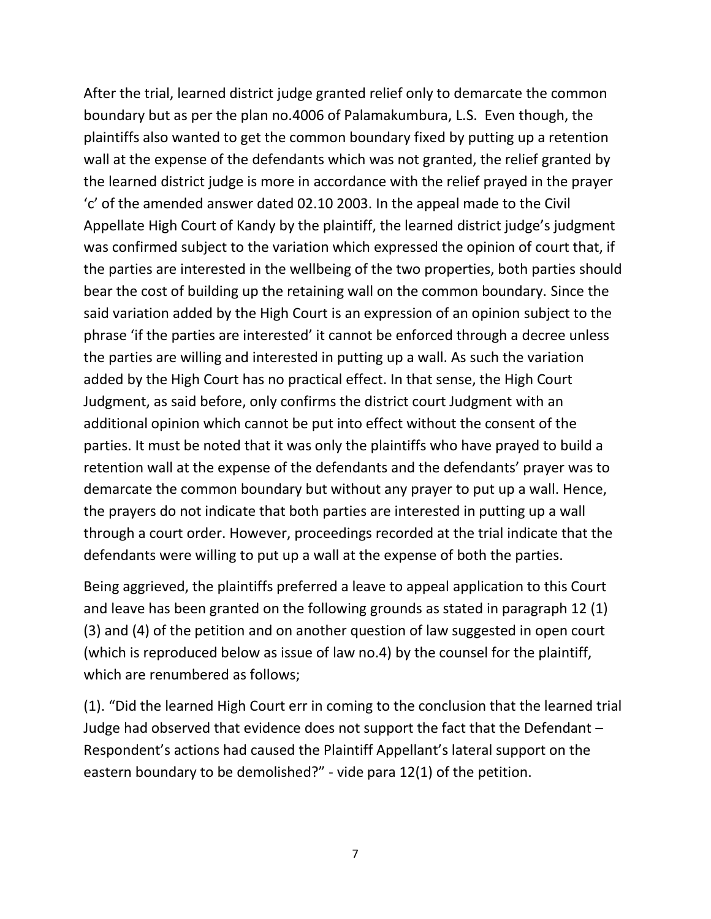After the trial, learned district judge granted relief only to demarcate the common boundary but as per the plan no.4006 of Palamakumbura, L.S. Even though, the plaintiffs also wanted to get the common boundary fixed by putting up a retention wall at the expense of the defendants which was not granted, the relief granted by the learned district judge is more in accordance with the relief prayed in the prayer 'c' of the amended answer dated 02.10 2003. In the appeal made to the Civil Appellate High Court of Kandy by the plaintiff, the learned district judge's judgment was confirmed subject to the variation which expressed the opinion of court that, if the parties are interested in the wellbeing of the two properties, both parties should bear the cost of building up the retaining wall on the common boundary. Since the said variation added by the High Court is an expression of an opinion subject to the phrase 'if the parties are interested' it cannot be enforced through a decree unless the parties are willing and interested in putting up a wall. As such the variation added by the High Court has no practical effect. In that sense, the High Court Judgment, as said before, only confirms the district court Judgment with an additional opinion which cannot be put into effect without the consent of the parties. It must be noted that it was only the plaintiffs who have prayed to build a retention wall at the expense of the defendants and the defendants' prayer was to demarcate the common boundary but without any prayer to put up a wall. Hence, the prayers do not indicate that both parties are interested in putting up a wall through a court order. However, proceedings recorded at the trial indicate that the defendants were willing to put up a wall at the expense of both the parties.

Being aggrieved, the plaintiffs preferred a leave to appeal application to this Court and leave has been granted on the following grounds as stated in paragraph 12 (1) (3) and (4) of the petition and on another question of law suggested in open court (which is reproduced below as issue of law no.4) by the counsel for the plaintiff, which are renumbered as follows;

(1). "Did the learned High Court err in coming to the conclusion that the learned trial Judge had observed that evidence does not support the fact that the Defendant – Respondent's actions had caused the Plaintiff Appellant's lateral support on the eastern boundary to be demolished?" - vide para 12(1) of the petition.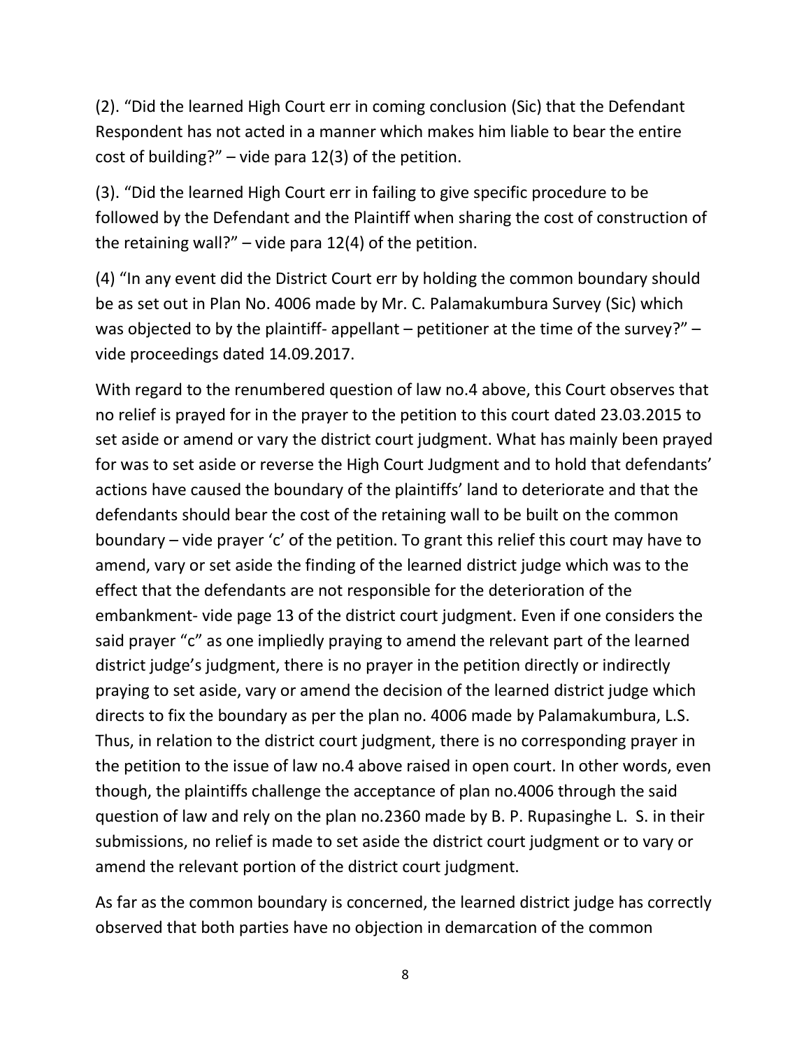(2). "Did the learned High Court err in coming conclusion (Sic) that the Defendant Respondent has not acted in a manner which makes him liable to bear the entire cost of building?" – vide para 12(3) of the petition.

(3). "Did the learned High Court err in failing to give specific procedure to be followed by the Defendant and the Plaintiff when sharing the cost of construction of the retaining wall?" – vide para 12(4) of the petition.

(4) "In any event did the District Court err by holding the common boundary should be as set out in Plan No. 4006 made by Mr. C. Palamakumbura Survey (Sic) which was objected to by the plaintiff- appellant – petitioner at the time of the survey?" – vide proceedings dated 14.09.2017.

With regard to the renumbered question of law no.4 above, this Court observes that no relief is prayed for in the prayer to the petition to this court dated 23.03.2015 to set aside or amend or vary the district court judgment. What has mainly been prayed for was to set aside or reverse the High Court Judgment and to hold that defendants' actions have caused the boundary of the plaintiffs' land to deteriorate and that the defendants should bear the cost of the retaining wall to be built on the common boundary – vide prayer 'c' of the petition. To grant this relief this court may have to amend, vary or set aside the finding of the learned district judge which was to the effect that the defendants are not responsible for the deterioration of the embankment- vide page 13 of the district court judgment. Even if one considers the said prayer "c" as one impliedly praying to amend the relevant part of the learned district judge's judgment, there is no prayer in the petition directly or indirectly praying to set aside, vary or amend the decision of the learned district judge which directs to fix the boundary as per the plan no. 4006 made by Palamakumbura, L.S. Thus, in relation to the district court judgment, there is no corresponding prayer in the petition to the issue of law no.4 above raised in open court. In other words, even though, the plaintiffs challenge the acceptance of plan no.4006 through the said question of law and rely on the plan no.2360 made by B. P. Rupasinghe L. S. in their submissions, no relief is made to set aside the district court judgment or to vary or amend the relevant portion of the district court judgment.

As far as the common boundary is concerned, the learned district judge has correctly observed that both parties have no objection in demarcation of the common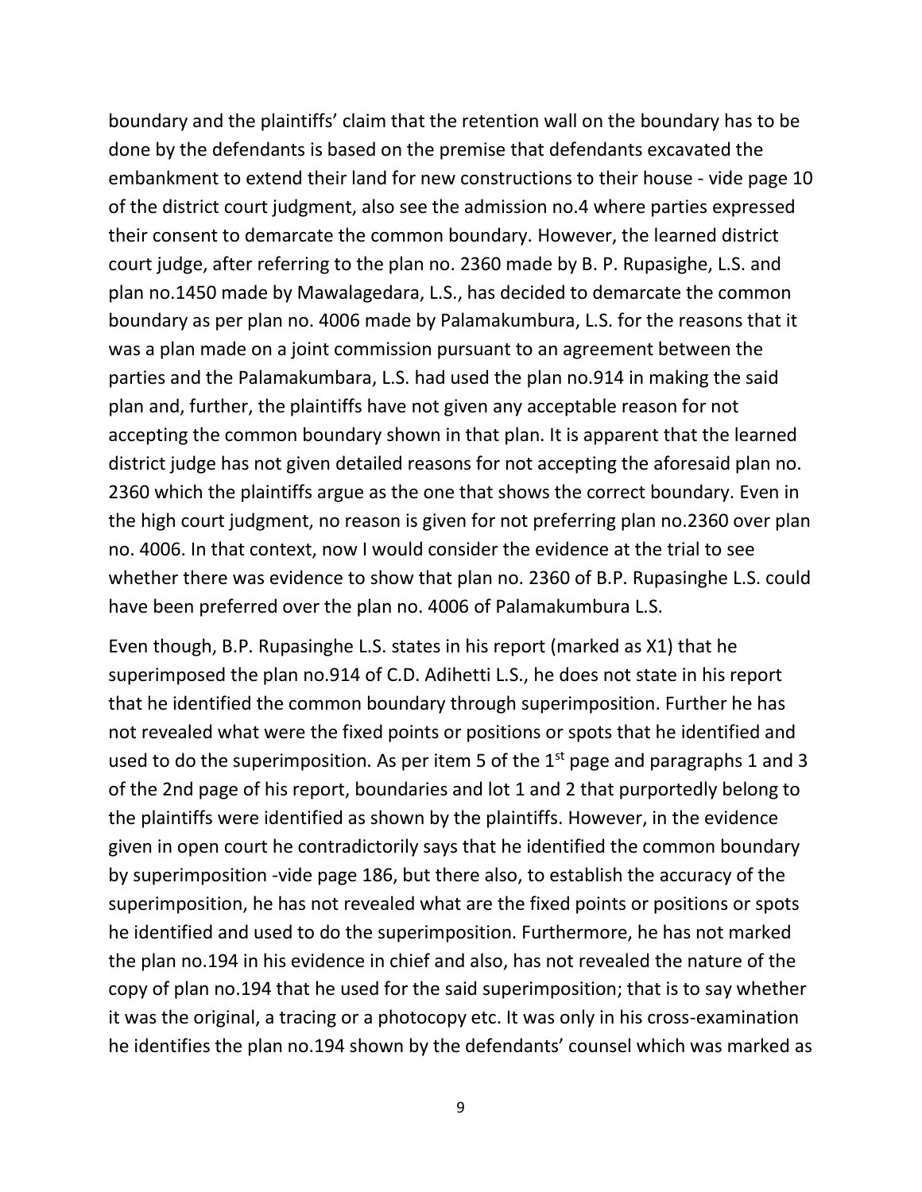boundary and the plaintiffs' claim that the retention wall on the boundary has to be done by the defendants is based on the premise that defendants excavated the embankment to extend their land for new constructions to their house - vide page 10 of the district court judgment, also see the admission no.4 where parties expressed their consent to demarcate the common boundary. However, the learned district court judge, after referring to the plan no. 2360 made by B. P. Rupasighe, L.S. and plan no.1450 made by Mawalagedara, L.S., has decided to demarcate the common boundary as per plan no. 4006 made by Palamakumbura, L.S. for the reasons that it was a plan made on a joint commission pursuant to an agreement between the parties and the Palamakumbara, L.S. had used the plan no.914 in making the said plan and, further, the plaintiffs have not given any acceptable reason for not accepting the common boundary shown in that plan. It is apparent that the learned district judge has not given detailed reasons for not accepting the aforesaid plan no. 2360 which the plaintiffs argue as the one that shows the correct boundary. Even in the high court judgment, no reason is given for not preferring plan no.2360 over plan no. 4006. In that context, now I would consider the evidence at the trial to see whether there was evidence to show that plan no. 2360 of B.P. Rupasinghe L.S. could have been preferred over the plan no. 4006 of Palamakumbura L.S.

Even though, B.P. Rupasinghe L.S. states in his report (marked as X1) that he superimposed the plan no.914 of C.D. Adihetti L.S., he does not state in his report that he identified the common boundary through superimposition. Further he has not revealed what were the fixed points or positions or spots that he identified and used to do the superimposition. As per item 5 of the 1st page and paragraphs 1 and 3 of the 2nd page of his report, boundaries and lot 1 and 2 that purportedly belong to the plaintiffs were identified as shown by the plaintiffs. However, in the evidence given in open court he contradictorily says that he identified the common boundary by superimposition -vide page 186, but there also, to establish the accuracy of the superimposition, he has not revealed what are the fixed points or positions or spots he identified and used to do the superimposition. Furthermore, he has not marked the plan no.194 in his evidence in chief and also, has not revealed the nature of the copy of plan no.194 that he used for the said superimposition; that is to say whether it was the original, a tracing or a photocopy etc. It was only in his cross-examination he identifies the plan no.194 shown by the defendants' counsel which was marked as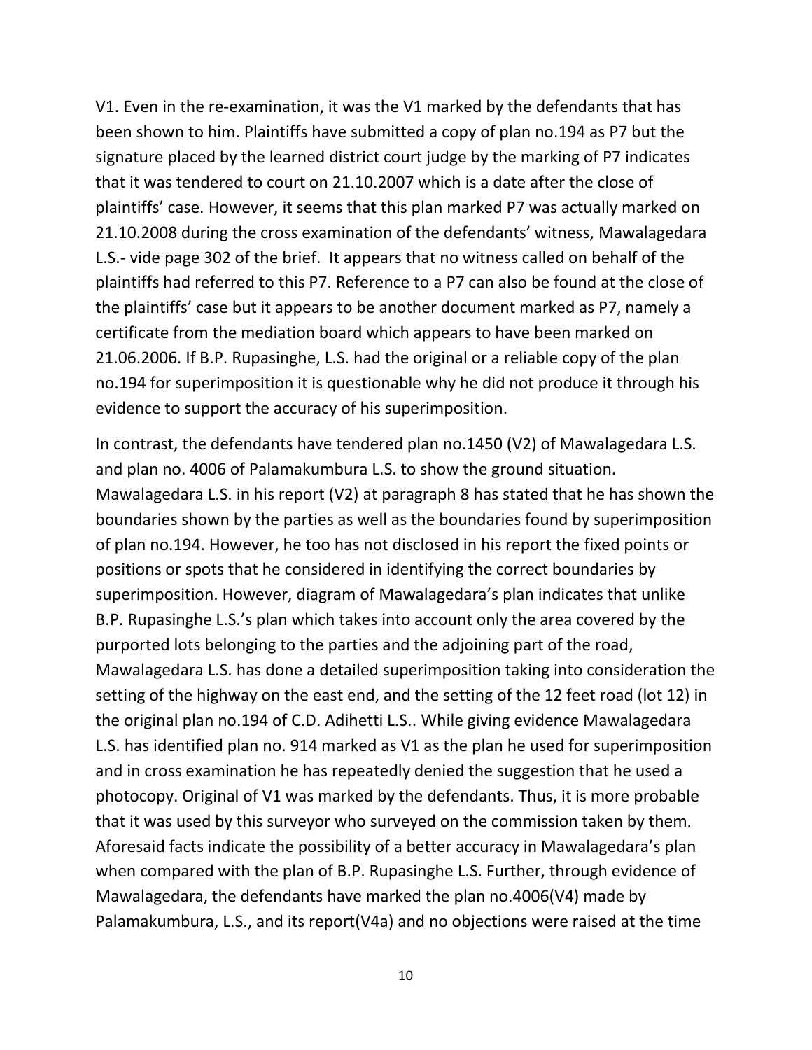V1. Even in the re-examination, it was the V1 marked by the defendants that has been shown to him. Plaintiffs have submitted a copy of plan no.194 as P7 but the signature placed by the learned district court judge by the marking of P7 indicates that it was tendered to court on 21.10.2007 which is a date after the close of plaintiffs' case. However, it seems that this plan marked P7 was actually marked on 21.10.2008 during the cross examination of the defendants' witness, Mawalagedara L.S.- vide page 302 of the brief. It appears that no witness called on behalf of the plaintiffs had referred to this P7. Reference to a P7 can also be found at the close of the plaintiffs' case but it appears to be another document marked as P7, namely a certificate from the mediation board which appears to have been marked on 21.06.2006. If B.P. Rupasinghe, L.S. had the original or a reliable copy of the plan no.194 for superimposition it is questionable why he did not produce it through his evidence to support the accuracy of his superimposition.

In contrast, the defendants have tendered plan no.1450 (V2) of Mawalagedara L.S. and plan no. 4006 of Palamakumbura L.S. to show the ground situation. Mawalagedara L.S. in his report (V2) at paragraph 8 has stated that he has shown the boundaries shown by the parties as well as the boundaries found by superimposition of plan no.194. However, he too has not disclosed in his report the fixed points or positions or spots that he considered in identifying the correct boundaries by superimposition. However, diagram of Mawalagedara's plan indicates that unlike B.P. Rupasinghe L.S.'s plan which takes into account only the area covered by the purported lots belonging to the parties and the adjoining part of the road, Mawalagedara L.S. has done a detailed superimposition taking into consideration the setting of the highway on the east end, and the setting of the 12 feet road (lot 12) in the original plan no.194 of C.D. Adihetti L.S.. While giving evidence Mawalagedara L.S. has identified plan no. 914 marked as V1 as the plan he used for superimposition and in cross examination he has repeatedly denied the suggestion that he used a photocopy. Original of V1 was marked by the defendants. Thus, it is more probable that it was used by this surveyor who surveyed on the commission taken by them. Aforesaid facts indicate the possibility of a better accuracy in Mawalagedara's plan when compared with the plan of B.P. Rupasinghe L.S. Further, through evidence of Mawalagedara, the defendants have marked the plan no.4006(V4) made by Palamakumbura, L.S., and its report(V4a) and no objections were raised at the time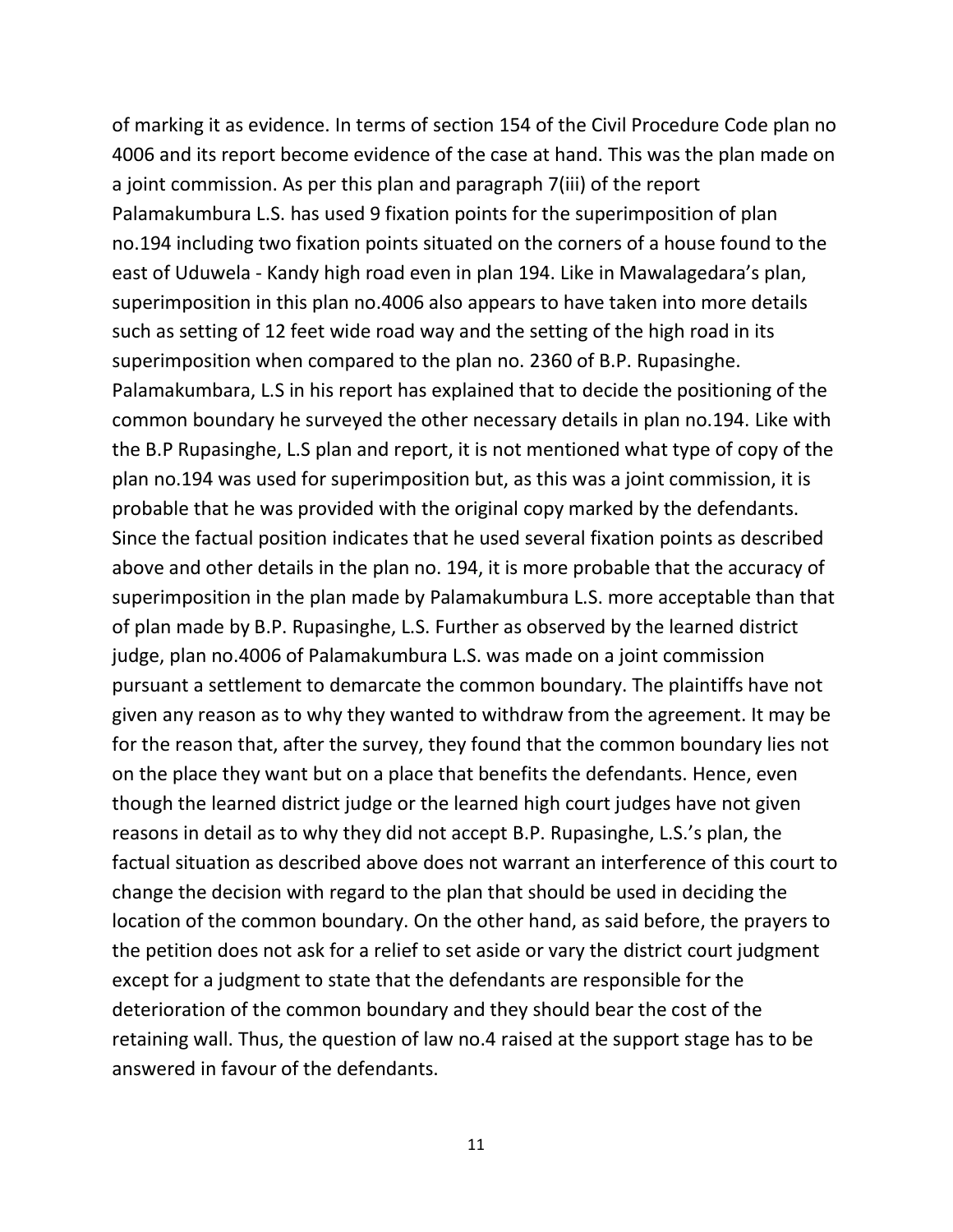of marking it as evidence. In terms of section 154 of the Civil Procedure Code plan no 4006 and its report become evidence of the case at hand. This was the plan made on a joint commission. As per this plan and paragraph 7(iii) of the report Palamakumbura L.S. has used 9 fixation points for the superimposition of plan no.194 including two fixation points situated on the corners of a house found to the east of Uduwela - Kandy high road even in plan 194. Like in Mawalagedara's plan, superimposition in this plan no.4006 also appears to have taken into more details such as setting of 12 feet wide road way and the setting of the high road in its superimposition when compared to the plan no. 2360 of B.P. Rupasinghe. Palamakumbara, L.S in his report has explained that to decide the positioning of the common boundary he surveyed the other necessary details in plan no.194. Like with the B.P Rupasinghe, L.S plan and report, it is not mentioned what type of copy of the plan no.194 was used for superimposition but, as this was a joint commission, it is probable that he was provided with the original copy marked by the defendants. Since the factual position indicates that he used several fixation points as described above and other details in the plan no. 194, it is more probable that the accuracy of superimposition in the plan made by Palamakumbura L.S. more acceptable than that of plan made by B.P. Rupasinghe, L.S. Further as observed by the learned district judge, plan no.4006 of Palamakumbura L.S. was made on a joint commission pursuant a settlement to demarcate the common boundary. The plaintiffs have not given any reason as to why they wanted to withdraw from the agreement. It may be for the reason that, after the survey, they found that the common boundary lies not on the place they want but on a place that benefits the defendants. Hence, even though the learned district judge or the learned high court judges have not given reasons in detail as to why they did not accept B.P. Rupasinghe, L.S.'s plan, the factual situation as described above does not warrant an interference of this court to change the decision with regard to the plan that should be used in deciding the location of the common boundary. On the other hand, as said before, the prayers to the petition does not ask for a relief to set aside or vary the district court judgment except for a judgment to state that the defendants are responsible for the deterioration of the common boundary and they should bear the cost of the retaining wall. Thus, the question of law no.4 raised at the support stage has to be answered in favour of the defendants.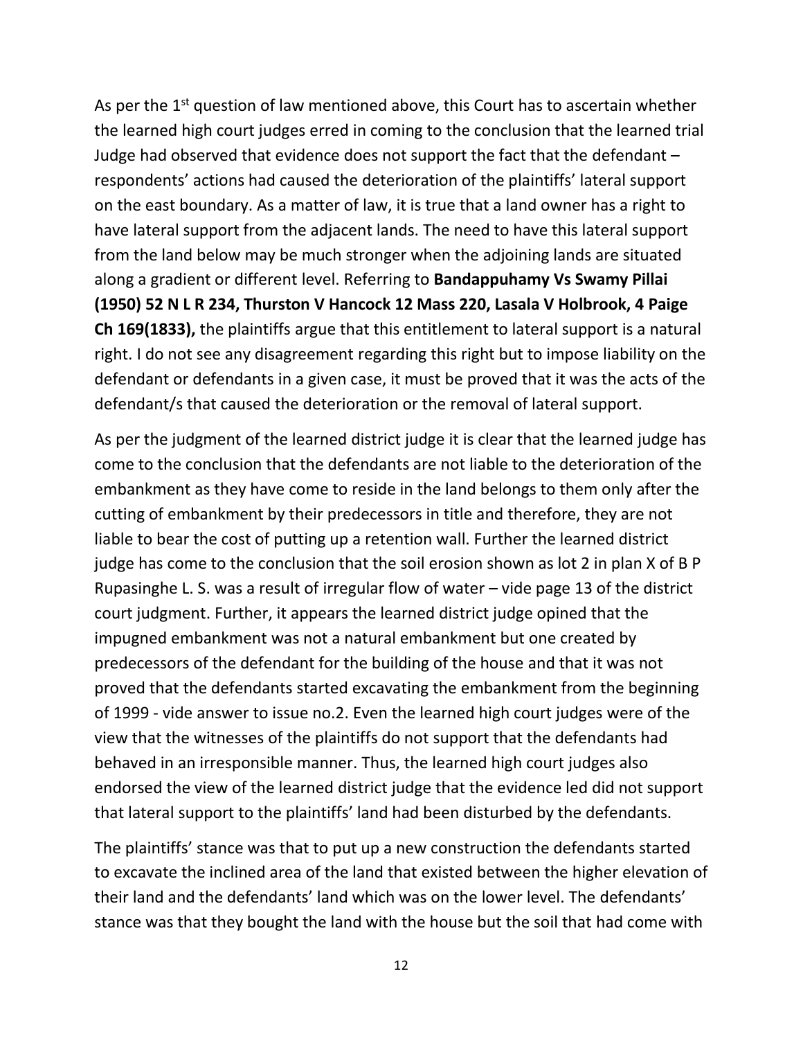As per the 1st question of law mentioned above, this Court has to ascertain whether the learned high court judges erred in coming to the conclusion that the learned trial Judge had observed that evidence does not support the fact that the defendant – respondents' actions had caused the deterioration of the plaintiffs' lateral support on the east boundary. As a matter of law, it is true that a land owner has a right to have lateral support from the adjacent lands. The need to have this lateral support from the land below may be much stronger when the adjoining lands are situated along a gradient or different level. Referring to **Bandappuhamy Vs Swamy Pillai (1950) 52 N L R 234, Thurston V Hancock 12 Mass 220, Lasala V Holbrook, 4 Paige Ch 169(1833),** the plaintiffs argue that this entitlement to lateral support is a natural right. I do not see any disagreement regarding this right but to impose liability on the defendant or defendants in a given case, it must be proved that it was the acts of the defendant/s that caused the deterioration or the removal of lateral support.

As per the judgment of the learned district judge it is clear that the learned judge has come to the conclusion that the defendants are not liable to the deterioration of the embankment as they have come to reside in the land belongs to them only after the cutting of embankment by their predecessors in title and therefore, they are not liable to bear the cost of putting up a retention wall. Further the learned district judge has come to the conclusion that the soil erosion shown as lot 2 in plan X of B P Rupasinghe L. S. was a result of irregular flow of water – vide page 13 of the district court judgment. Further, it appears the learned district judge opined that the impugned embankment was not a natural embankment but one created by predecessors of the defendant for the building of the house and that it was not proved that the defendants started excavating the embankment from the beginning of 1999 - vide answer to issue no.2. Even the learned high court judges were of the view that the witnesses of the plaintiffs do not support that the defendants had behaved in an irresponsible manner. Thus, the learned high court judges also endorsed the view of the learned district judge that the evidence led did not support that lateral support to the plaintiffs' land had been disturbed by the defendants.

The plaintiffs' stance was that to put up a new construction the defendants started to excavate the inclined area of the land that existed between the higher elevation of their land and the defendants' land which was on the lower level. The defendants' stance was that they bought the land with the house but the soil that had come with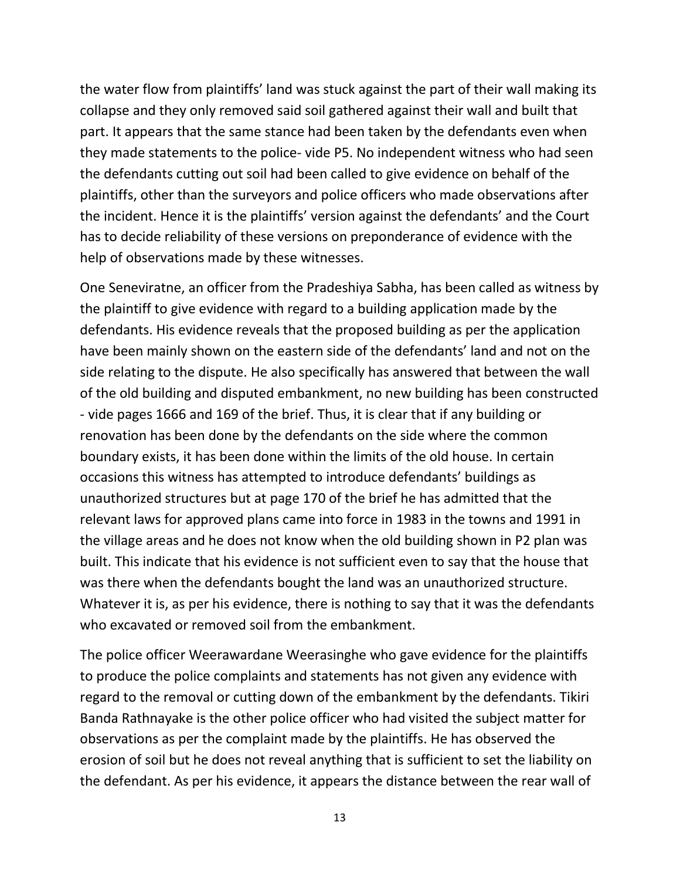the water flow from plaintiffs' land was stuck against the part of their wall making its collapse and they only removed said soil gathered against their wall and built that part. It appears that the same stance had been taken by the defendants even when they made statements to the police- vide P5. No independent witness who had seen the defendants cutting out soil had been called to give evidence on behalf of the plaintiffs, other than the surveyors and police officers who made observations after the incident. Hence it is the plaintiffs' version against the defendants' and the Court has to decide reliability of these versions on preponderance of evidence with the help of observations made by these witnesses.

One Seneviratne, an officer from the Pradeshiya Sabha, has been called as witness by the plaintiff to give evidence with regard to a building application made by the defendants. His evidence reveals that the proposed building as per the application have been mainly shown on the eastern side of the defendants' land and not on the side relating to the dispute. He also specifically has answered that between the wall of the old building and disputed embankment, no new building has been constructed - vide pages 1666 and 169 of the brief. Thus, it is clear that if any building or renovation has been done by the defendants on the side where the common boundary exists, it has been done within the limits of the old house. In certain occasions this witness has attempted to introduce defendants' buildings as unauthorized structures but at page 170 of the brief he has admitted that the relevant laws for approved plans came into force in 1983 in the towns and 1991 in the village areas and he does not know when the old building shown in P2 plan was built. This indicate that his evidence is not sufficient even to say that the house that was there when the defendants bought the land was an unauthorized structure. Whatever it is, as per his evidence, there is nothing to say that it was the defendants who excavated or removed soil from the embankment.

The police officer Weerawardane Weerasinghe who gave evidence for the plaintiffs to produce the police complaints and statements has not given any evidence with regard to the removal or cutting down of the embankment by the defendants. Tikiri Banda Rathnayake is the other police officer who had visited the subject matter for observations as per the complaint made by the plaintiffs. He has observed the erosion of soil but he does not reveal anything that is sufficient to set the liability on the defendant. As per his evidence, it appears the distance between the rear wall of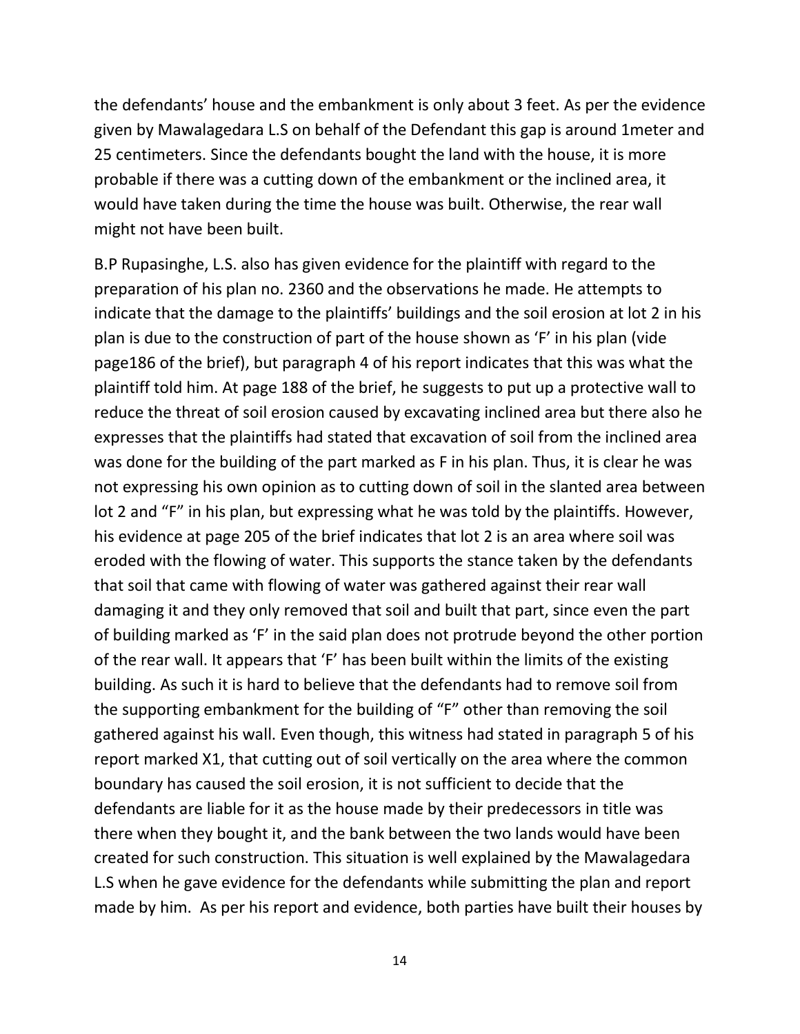the defendants' house and the embankment is only about 3 feet. As per the evidence given by Mawalagedara L.S on behalf of the Defendant this gap is around 1meter and 25 centimeters. Since the defendants bought the land with the house, it is more probable if there was a cutting down of the embankment or the inclined area, it would have taken during the time the house was built. Otherwise, the rear wall might not have been built.

B.P Rupasinghe, L.S. also has given evidence for the plaintiff with regard to the preparation of his plan no. 2360 and the observations he made. He attempts to indicate that the damage to the plaintiffs' buildings and the soil erosion at lot 2 in his plan is due to the construction of part of the house shown as 'F' in his plan (vide page186 of the brief), but paragraph 4 of his report indicates that this was what the plaintiff told him. At page 188 of the brief, he suggests to put up a protective wall to reduce the threat of soil erosion caused by excavating inclined area but there also he expresses that the plaintiffs had stated that excavation of soil from the inclined area was done for the building of the part marked as F in his plan. Thus, it is clear he was not expressing his own opinion as to cutting down of soil in the slanted area between lot 2 and "F" in his plan, but expressing what he was told by the plaintiffs. However, his evidence at page 205 of the brief indicates that lot 2 is an area where soil was eroded with the flowing of water. This supports the stance taken by the defendants that soil that came with flowing of water was gathered against their rear wall damaging it and they only removed that soil and built that part, since even the part of building marked as 'F' in the said plan does not protrude beyond the other portion of the rear wall. It appears that 'F' has been built within the limits of the existing building. As such it is hard to believe that the defendants had to remove soil from the supporting embankment for the building of "F" other than removing the soil gathered against his wall. Even though, this witness had stated in paragraph 5 of his report marked X1, that cutting out of soil vertically on the area where the common boundary has caused the soil erosion, it is not sufficient to decide that the defendants are liable for it as the house made by their predecessors in title was there when they bought it, and the bank between the two lands would have been created for such construction. This situation is well explained by the Mawalagedara L.S when he gave evidence for the defendants while submitting the plan and report made by him. As per his report and evidence, both parties have built their houses by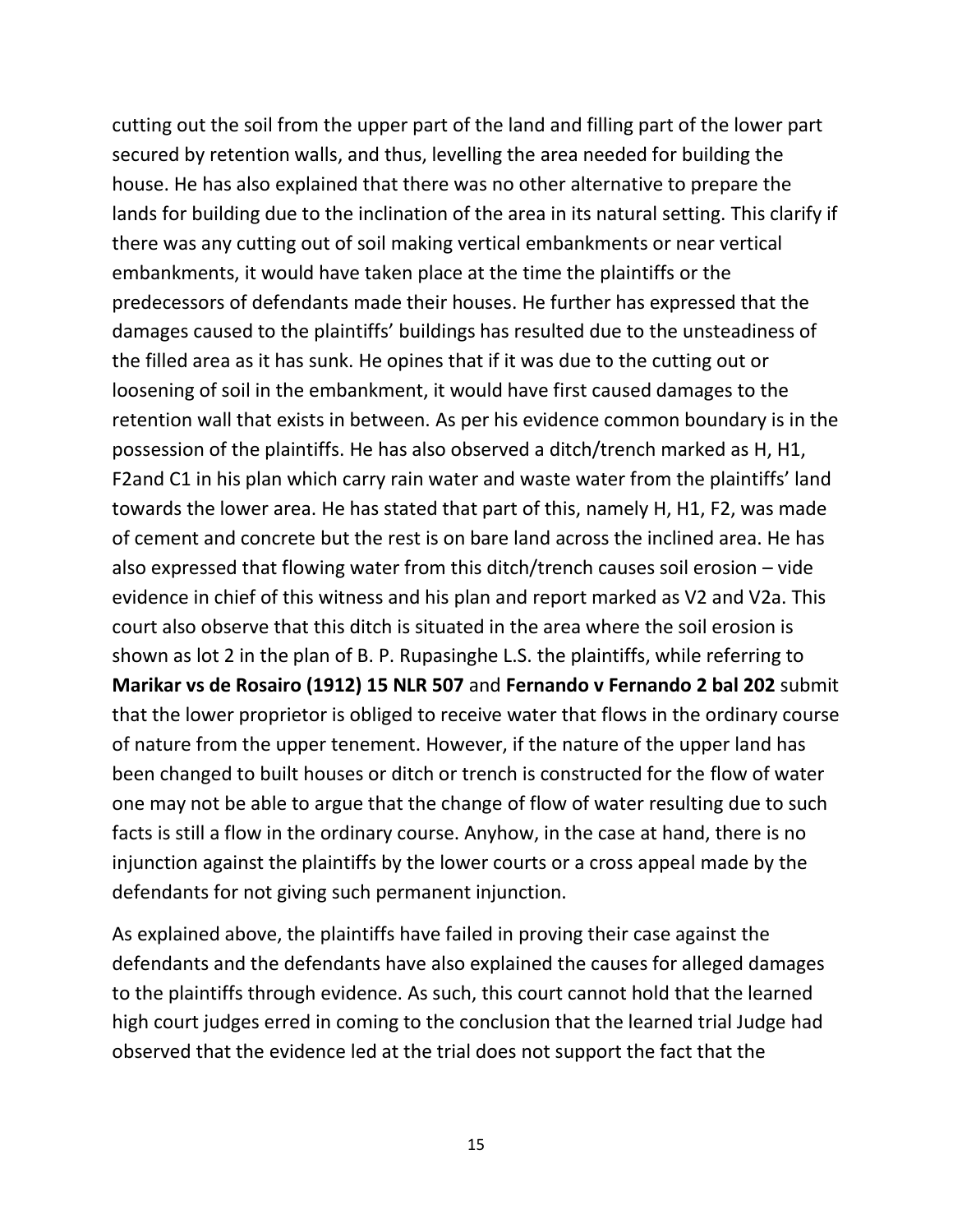cutting out the soil from the upper part of the land and filling part of the lower part secured by retention walls, and thus, levelling the area needed for building the house. He has also explained that there was no other alternative to prepare the lands for building due to the inclination of the area in its natural setting. This clarify if there was any cutting out of soil making vertical embankments or near vertical embankments, it would have taken place at the time the plaintiffs or the predecessors of defendants made their houses. He further has expressed that the damages caused to the plaintiffs' buildings has resulted due to the unsteadiness of the filled area as it has sunk. He opines that if it was due to the cutting out or loosening of soil in the embankment, it would have first caused damages to the retention wall that exists in between. As per his evidence common boundary is in the possession of the plaintiffs. He has also observed a ditch/trench marked as H, H1, F2and C1 in his plan which carry rain water and waste water from the plaintiffs' land towards the lower area. He has stated that part of this, namely H, H1, F2, was made of cement and concrete but the rest is on bare land across the inclined area. He has also expressed that flowing water from this ditch/trench causes soil erosion – vide evidence in chief of this witness and his plan and report marked as V2 and V2a. This court also observe that this ditch is situated in the area where the soil erosion is shown as lot 2 in the plan of B. P. Rupasinghe L.S. the plaintiffs, while referring to **Marikar vs de Rosairo (1912) 15 NLR 507** and **Fernando v Fernando 2 bal 202** submit that the lower proprietor is obliged to receive water that flows in the ordinary course of nature from the upper tenement. However, if the nature of the upper land has been changed to built houses or ditch or trench is constructed for the flow of water one may not be able to argue that the change of flow of water resulting due to such facts is still a flow in the ordinary course. Anyhow, in the case at hand, there is no injunction against the plaintiffs by the lower courts or a cross appeal made by the defendants for not giving such permanent injunction.

As explained above, the plaintiffs have failed in proving their case against the defendants and the defendants have also explained the causes for alleged damages to the plaintiffs through evidence. As such, this court cannot hold that the learned high court judges erred in coming to the conclusion that the learned trial Judge had observed that the evidence led at the trial does not support the fact that the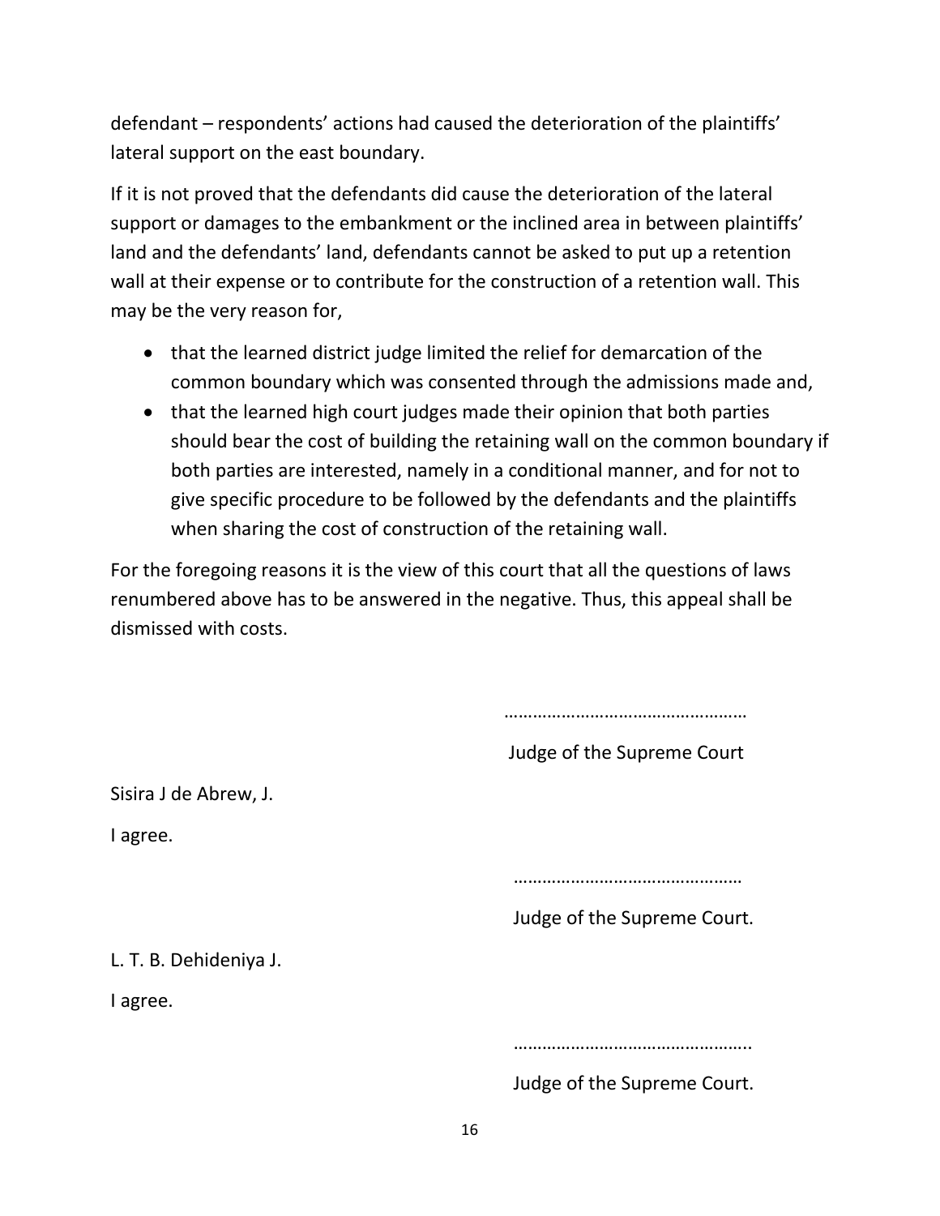defendant – respondents' actions had caused the deterioration of the plaintiffs' lateral support on the east boundary.

If it is not proved that the defendants did cause the deterioration of the lateral support or damages to the embankment or the inclined area in between plaintiffs' land and the defendants' land, defendants cannot be asked to put up a retention wall at their expense or to contribute for the construction of a retention wall. This may be the very reason for,

- that the learned district judge limited the relief for demarcation of the common boundary which was consented through the admissions made and,
- that the learned high court judges made their opinion that both parties should bear the cost of building the retaining wall on the common boundary if both parties are interested, namely in a conditional manner, and for not to give specific procedure to be followed by the defendants and the plaintiffs when sharing the cost of construction of the retaining wall.

For the foregoing reasons it is the view of this court that all the questions of laws renumbered above has to be answered in the negative. Thus, this appeal shall be dismissed with costs.

……………………………………………

Judge of the Supreme Court

Sisira J de Abrew, J.

I agree.

…………………………………………

Judge of the Supreme Court.

L. T. B. Dehideniya J.

I agree.

…………………………………………..

Judge of the Supreme Court.